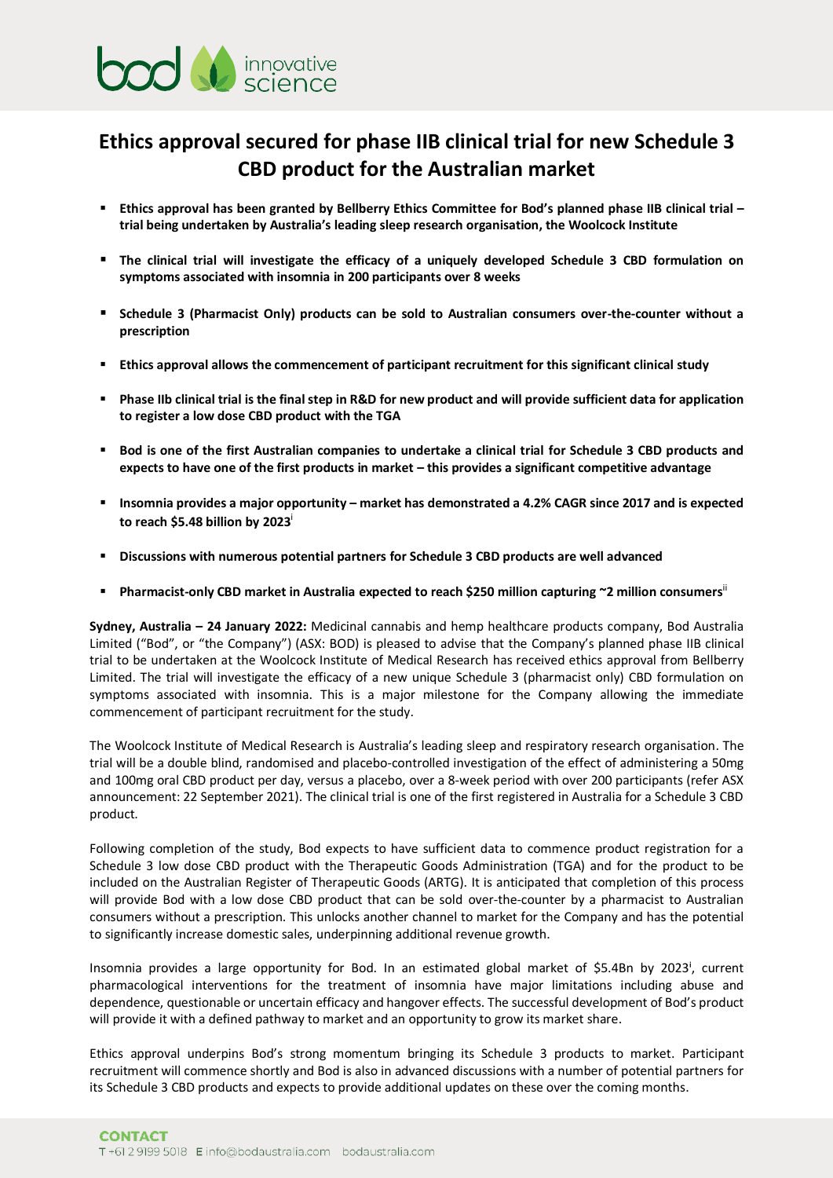# Ethics approval secured for phase IIB clinical trial for new Schedule 3 CBD product for the Australian market

- **Ethics approval has been granted by Bellberry Ethics Committee for Bod's planned phase IIB clinical trial – trial being undertaken by Australia's leading sleep research organisation, the Woolcock Institute**
- **The clinical trial will investigate the efficacy of a uniquely developed Schedule 3 CBD formulation on symptoms associated with insomnia in 200 participants over 8 weeks**
- **Schedule 3 (Pharmacist Only) products can be sold to Australian consumers over-the-counter without a prescription**
- **Ethics approval allows the commencement of participant recruitment for this significant clinical study**
- **Phase IIb clinical trial is the final step in R&D for new product and will provide sufficient data for application to register a low dose CBD product with the TGA**
- **Bod is one of the first Australian companies to undertake a clinical trial for Schedule 3 CBD products and expects to have one of the first products in market – this provides a significant competitive advantage**
- **Insomnia provides a major opportunity – market has demonstrated a 4.2% CAGR since 2017 and is expected to reach $5.48 billion by 2023**[i]
- **Discussions with numerous potential partners for Schedule 3 CBD products are well advanced**
- **Pharmacist-only CBD market in Australia expected to reach $250 million capturing ~2 million consumers**[ii]

**Sydney, Australia – 24 January 2022:** Medicinal cannabis and hemp healthcare products company, Bod Australia Limited ("Bod", or "the Company") (ASX: BOD) is pleased to advise that the Company's planned phase IIB clinical trial to be undertaken at the Woolcock Institute of Medical Research has received ethics approval from Bellberry Limited. The trial will investigate the efficacy of a new unique Schedule 3 (pharmacist only) CBD formulation on symptoms associated with insomnia. This is a major milestone for the Company allowing the immediate commencement of participant recruitment for the study.

The Woolcock Institute of Medical Research is Australia's leading sleep and respiratory research organisation. The trial will be a double blind, randomised and placebo-controlled investigation of the effect of administering a 50mg and 100mg oral CBD product per day, versus a placebo, over a 8-week period with over 200 participants (refer ASX announcement: 22 September 2021). The clinical trial is one of the first registered in Australia for a Schedule 3 CBD product.

Following completion of the study, Bod expects to have sufficient data to commence product registration for a Schedule 3 low dose CBD product with the Therapeutic Goods Administration (TGA) and for the product to be included on the Australian Register of Therapeutic Goods (ARTG). It is anticipated that completion of this process will provide Bod with a low dose CBD product that can be sold over-the-counter by a pharmacist to Australian consumers without a prescription. This unlocks another channel to market for the Company and has the potential to significantly increase domestic sales, underpinning additional revenue growth.

Insomnia provides a large opportunity for Bod. In an estimated global market of $5.4Bn by 2023[i], current pharmacological interventions for the treatment of insomnia have major limitations including abuse and dependence, questionable or uncertain efficacy and hangover effects. The successful development of Bod's product will provide it with a defined pathway to market and an opportunity to grow its market share.

Ethics approval underpins Bod's strong momentum bringing its Schedule 3 products to market. Participant recruitment will commence shortly and Bod is also in advanced discussions with a number of potential partners for its Schedule 3 CBD products and expects to provide additional updates on these over the coming months.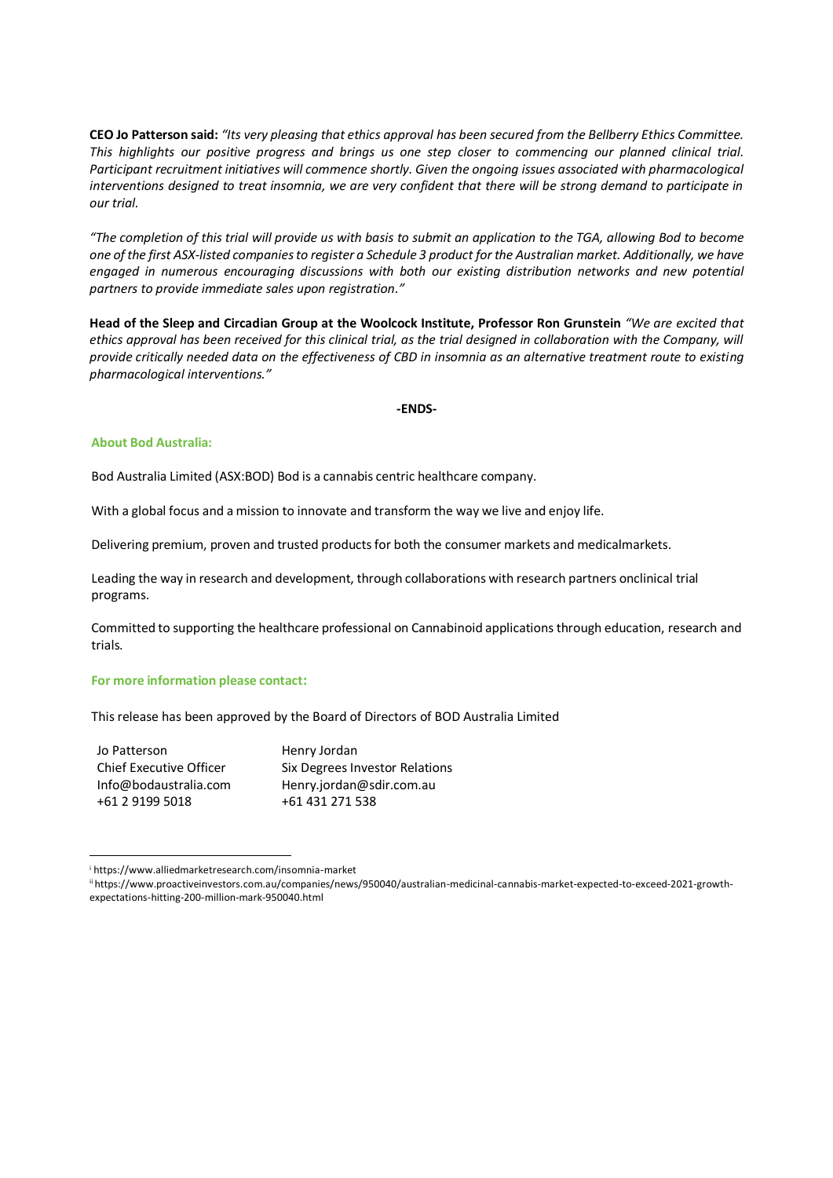**CEO Jo Patterson said:** *"Its very pleasing that ethics approval has been secured from the Bellberry Ethics Committee. This highlights our positive progress and brings us one step closer to commencing our planned clinical trial. Participant recruitment initiatives will commence shortly. Given the ongoing issues associated with pharmacological interventions designed to treat insomnia, we are very confident that there will be strong demand to participate in our trial.*

*"The completion of this trial will provide us with basis to submit an application to the TGA, allowing Bod to become one of the first ASX-listed companies to register a Schedule 3 product for the Australian market. Additionally, we have engaged in numerous encouraging discussions with both our existing distribution networks and new potential partners to provide immediate sales upon registration."*

**Head of the Sleep and Circadian Group at the Woolcock Institute, Professor Ron Grunstein** *"We are excited that ethics approval has been received for this clinical trial, as the trial designed in collaboration with the Company, will provide critically needed data on the effectiveness of CBD in insomnia as an alternative treatment route to existing pharmacological interventions."*

**-ENDS-**

**About Bod Australia:**

Bod Australia Limited (ASX:BOD) Bod is a cannabis centric healthcare company.

With a global focus and a mission to innovate and transform the way we live and enjoy life.

Delivering premium, proven and trusted products for both the consumer markets and medicalmarkets.

Leading the way in research and development, through collaborations with research partners onclinical trial programs.

Committed to supporting the healthcare professional on Cannabinoid applications through education, research and trials.

**For more information please contact:**

This release has been approved by the Board of Directors of BOD Australia Limited

| | |
|---|---|
| Jo Patterson | Henry Jordan |
| Chief Executive Officer | Six Degrees Investor Relations |
| Info@bodaustralia.com | Henry.jordan@sdir.com.au |
| +61 2 9199 5018 | +61 431 271 538 |

---

[i] https://www.alliedmarketresearch.com/insomnia-market

[ii] https://www.proactiveinvestors.com.au/companies/news/950040/australian-medicinal-cannabis-market-expected-to-exceed-2021-growth-expectations-hitting-200-million-mark-950040.html